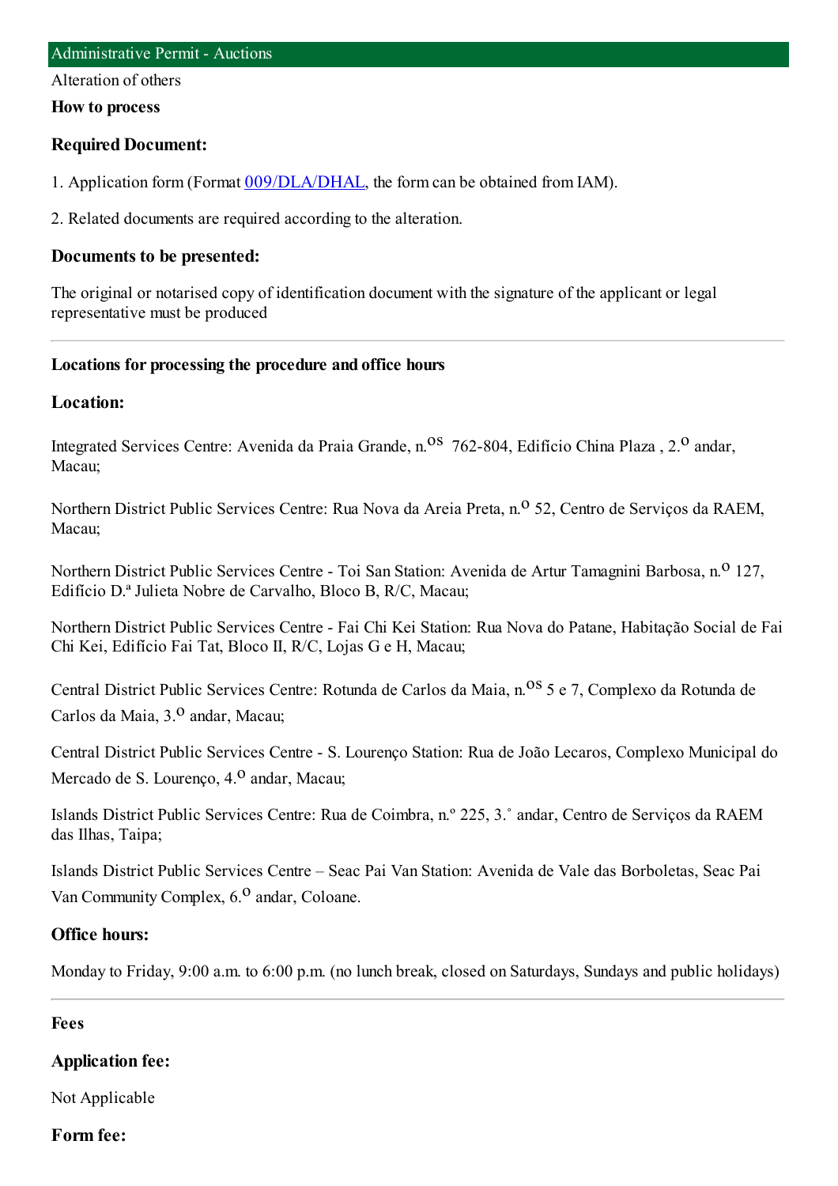# Administrative Permit - Auctions

Alteration of others

**How to process**

### Required Document:

1. Application form (Format 009/DLA/DHAL, the form can be obtained from IAM).

2. Related documents are required according to the alteration.

### Documents to be presented:

The original or notarised copy of identification document with the signature of the applicant or legal representative must be produced

---

**Locations for processing the procedure and office hours**

### Location:

Integrated Services Centre: Avenida da Praia Grande, n.os 762-804, Edifício China Plaza , 2.o andar, Macau;

Northern District Public Services Centre: Rua Nova da Areia Preta, n.o 52, Centro de Serviços da RAEM, Macau;

Northern District Public Services Centre - Toi San Station: Avenida de Artur Tamagnini Barbosa, n.o 127, Edifício D.ª Julieta Nobre de Carvalho, Bloco B, R/C, Macau;

Northern District Public Services Centre - Fai Chi Kei Station: Rua Nova do Patane, Habitação Social de Fai Chi Kei, Edifício Fai Tat, Bloco II, R/C, Lojas G e H, Macau;

Central District Public Services Centre: Rotunda de Carlos da Maia, n.os 5 e 7, Complexo da Rotunda de Carlos da Maia, 3.o andar, Macau;

Central District Public Services Centre - S. Lourenço Station: Rua de João Lecaros, Complexo Municipal do Mercado de S. Lourenço, 4.o andar, Macau;

Islands District Public Services Centre: Rua de Coimbra, n.º 225, 3.˚ andar, Centro de Serviços da RAEM das Ilhas, Taipa;

Islands District Public Services Centre – Seac Pai Van Station: Avenida de Vale das Borboletas, Seac Pai Van Community Complex, 6.o andar, Coloane.

### Office hours:

Monday to Friday, 9:00 a.m. to 6:00 p.m. (no lunch break, closed on Saturdays, Sundays and public holidays)

---

**Fees**

### Application fee:

Not Applicable

### Form fee: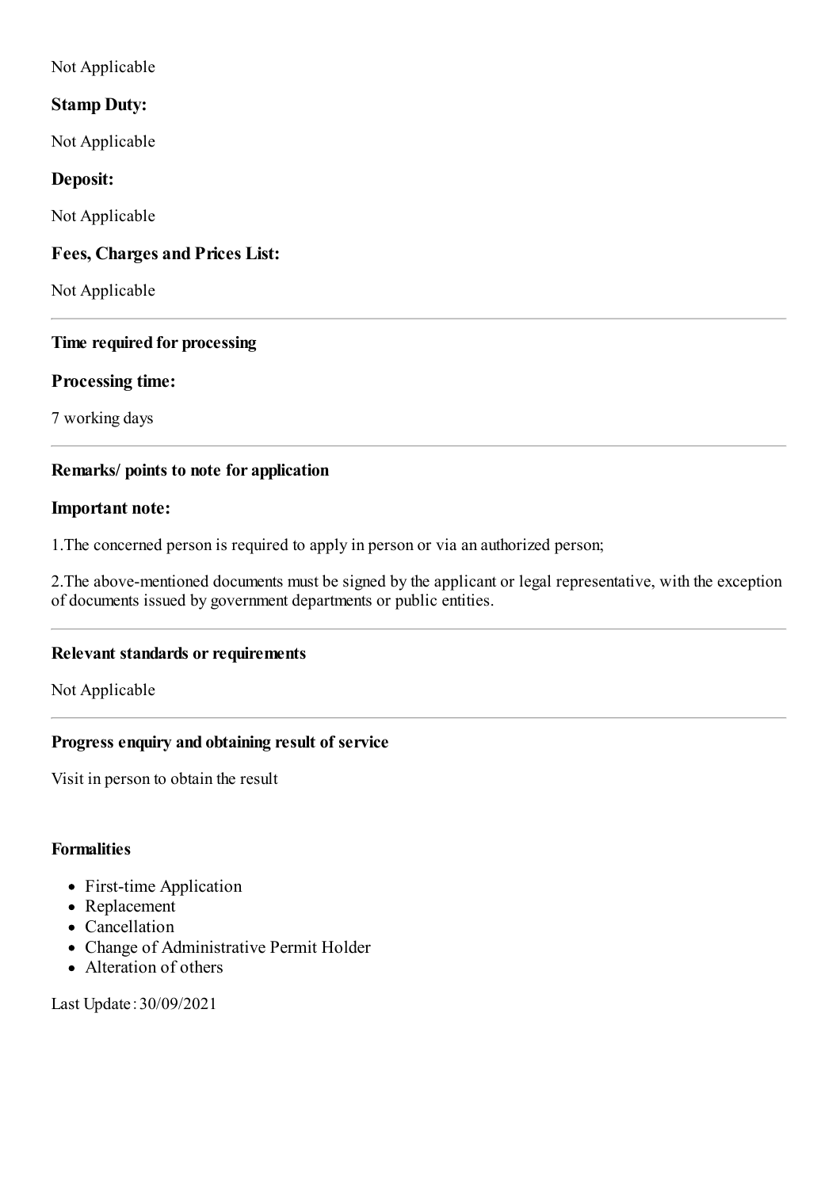Not Applicable

### Stamp Duty:

Not Applicable

### Deposit:

Not Applicable

### Fees, Charges and Prices List:

Not Applicable

---

#### Time required for processing

### Processing time:

7 working days

---

#### Remarks/ points to note for application

### Important note:

1.The concerned person is required to apply in person or via an authorized person;

2.The above-mentioned documents must be signed by the applicant or legal representative, with the exception of documents issued by government departments or public entities.

---

#### Relevant standards or requirements

Not Applicable

---

#### Progress enquiry and obtaining result of service

Visit in person to obtain the result

#### Formalities

- First-time Application
- Replacement
- Cancellation
- Change of Administrative Permit Holder
- Alteration of others

Last Update: 30/09/2021